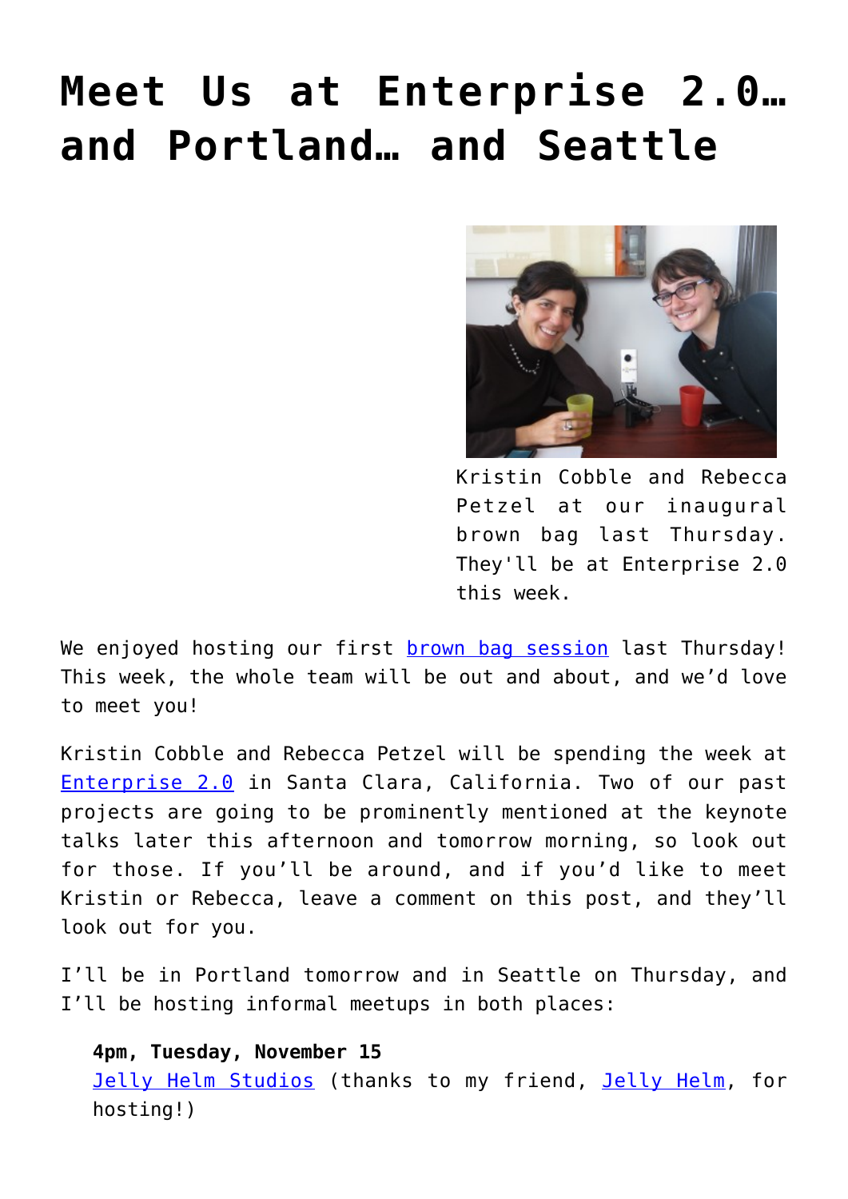# Meet Us at Enterprise 2.0… and Portland… and Seattle

Kristin Cobble and Rebecca Petzel at our inaugural brown bag last Thursday. They'll be at Enterprise 2.0 this week.

We enjoyed hosting our first brown bag session last Thursday! This week, the whole team will be out and about, and we'd love to meet you!

Kristin Cobble and Rebecca Petzel will be spending the week at Enterprise 2.0 in Santa Clara, California. Two of our past projects are going to be prominently mentioned at the keynote talks later this afternoon and tomorrow morning, so look out for those. If you'll be around, and if you'd like to meet Kristin or Rebecca, leave a comment on this post, and they'll look out for you.

I'll be in Portland tomorrow and in Seattle on Thursday, and I'll be hosting informal meetups in both places:

> **4pm, Tuesday, November 15**
> Jelly Helm Studios (thanks to my friend, Jelly Helm, for hosting!)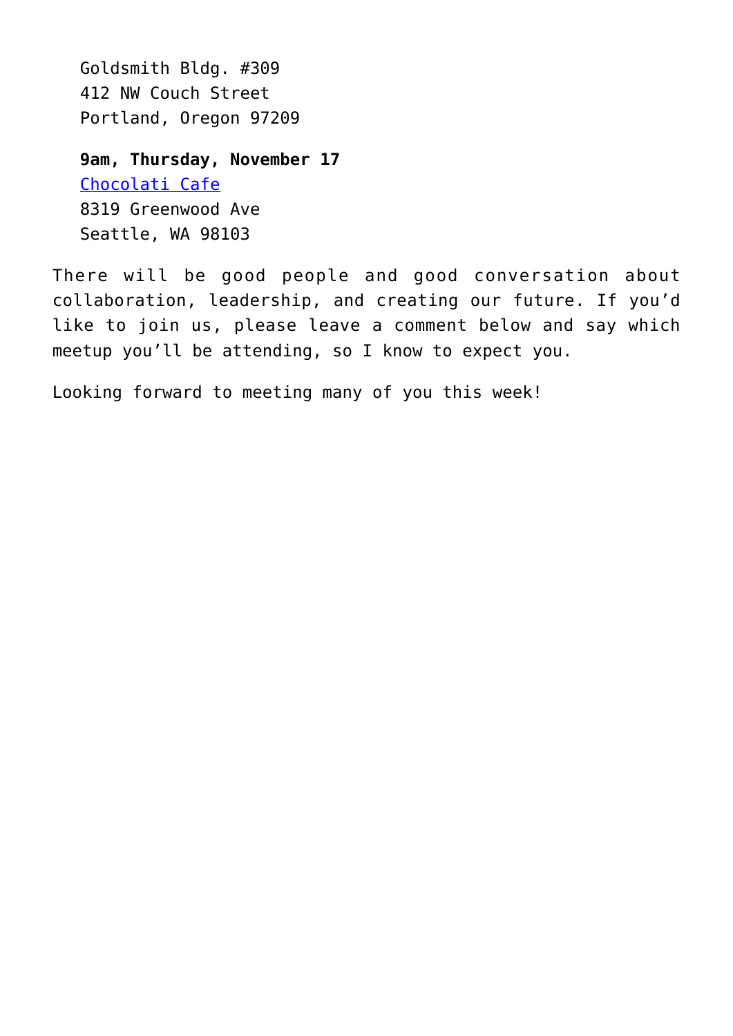Goldsmith Bldg. #309
412 NW Couch Street
Portland, Oregon 97209

**9am, Thursday, November 17**
Chocolati Cafe
8319 Greenwood Ave
Seattle, WA 98103

There will be good people and good conversation about collaboration, leadership, and creating our future. If you'd like to join us, please leave a comment below and say which meetup you'll be attending, so I know to expect you.

Looking forward to meeting many of you this week!